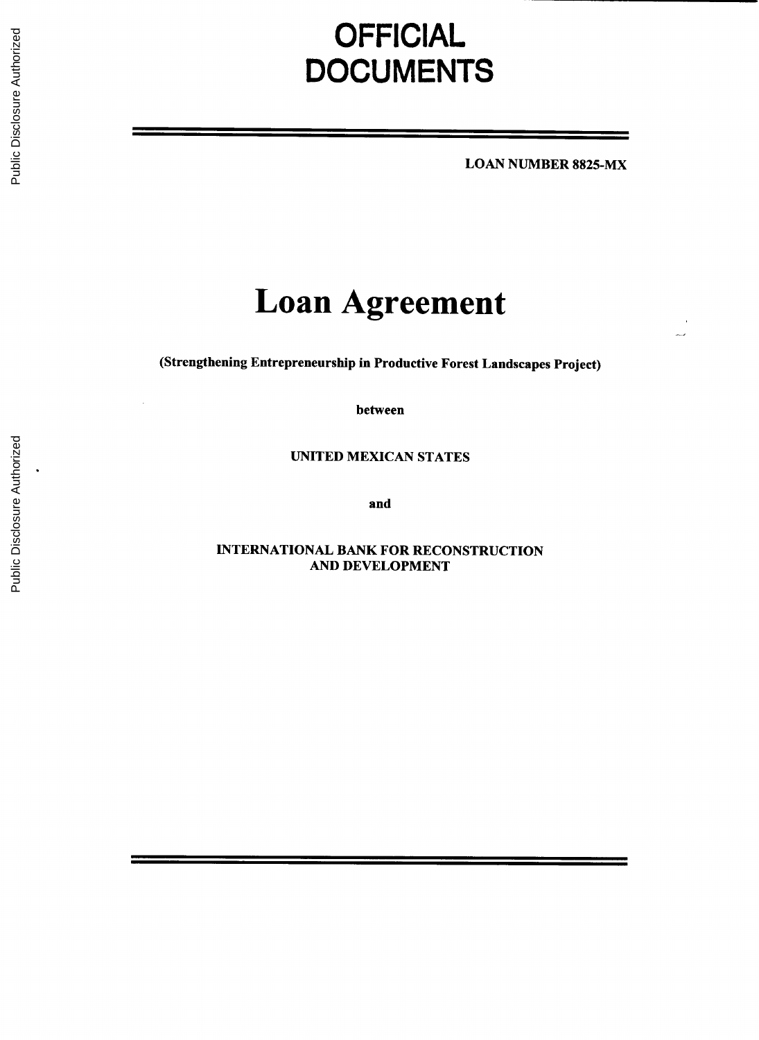# OFFICIAL DOCUMENTS

**LOAN NUMBER 8825-MX**

# Loan Agreement

**(Strengthening Entrepreneurship in Productive Forest Landscapes Project)**

**between**

**UNITED MEXICAN STATES**

**and**

**INTERNATIONAL BANK FOR RECONSTRUCTION AND DEVELOPMENT**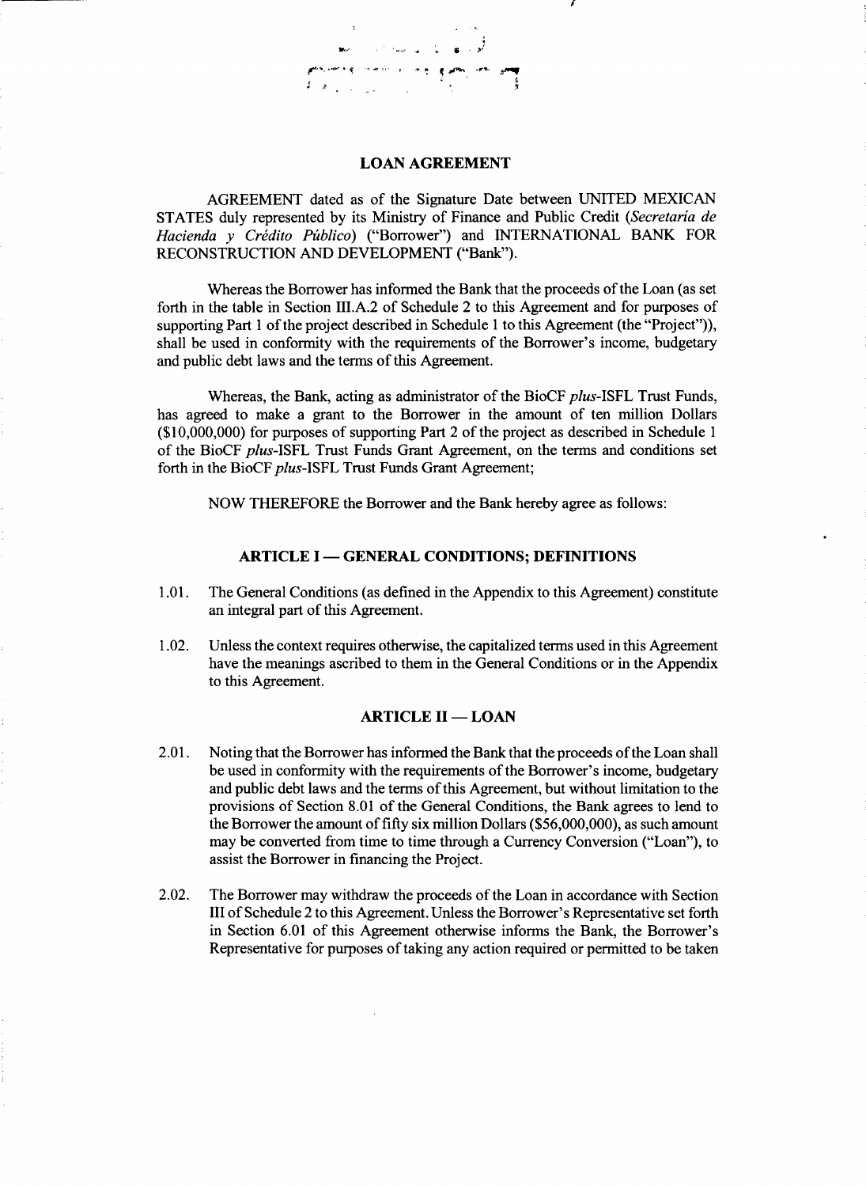## LOAN AGREEMENT

AGREEMENT dated as of the Signature Date between UNITED MEXICAN STATES duly represented by its Ministry of Finance and Public Credit (*Secretaría de Hacienda y Crédito Público*) ("Borrower") and INTERNATIONAL BANK FOR RECONSTRUCTION AND DEVELOPMENT ("Bank").

Whereas the Borrower has informed the Bank that the proceeds of the Loan (as set forth in the table in Section III.A.2 of Schedule 2 to this Agreement and for purposes of supporting Part 1 of the project described in Schedule 1 to this Agreement (the "Project")), shall be used in conformity with the requirements of the Borrower's income, budgetary and public debt laws and the terms of this Agreement.

Whereas, the Bank, acting as administrator of the BioCF *plus*-ISFL Trust Funds, has agreed to make a grant to the Borrower in the amount of ten million Dollars ($10,000,000) for purposes of supporting Part 2 of the project as described in Schedule 1 of the BioCF *plus*-ISFL Trust Funds Grant Agreement, on the terms and conditions set forth in the BioCF *plus*-ISFL Trust Funds Grant Agreement;

NOW THEREFORE the Borrower and the Bank hereby agree as follows:

### ARTICLE I — GENERAL CONDITIONS; DEFINITIONS

1.01. The General Conditions (as defined in the Appendix to this Agreement) constitute an integral part of this Agreement.

1.02. Unless the context requires otherwise, the capitalized terms used in this Agreement have the meanings ascribed to them in the General Conditions or in the Appendix to this Agreement.

### ARTICLE II — LOAN

2.01. Noting that the Borrower has informed the Bank that the proceeds of the Loan shall be used in conformity with the requirements of the Borrower's income, budgetary and public debt laws and the terms of this Agreement, but without limitation to the provisions of Section 8.01 of the General Conditions, the Bank agrees to lend to the Borrower the amount of fifty six million Dollars ($56,000,000), as such amount may be converted from time to time through a Currency Conversion ("Loan"), to assist the Borrower in financing the Project.

2.02. The Borrower may withdraw the proceeds of the Loan in accordance with Section III of Schedule 2 to this Agreement. Unless the Borrower's Representative set forth in Section 6.01 of this Agreement otherwise informs the Bank, the Borrower's Representative for purposes of taking any action required or permitted to be taken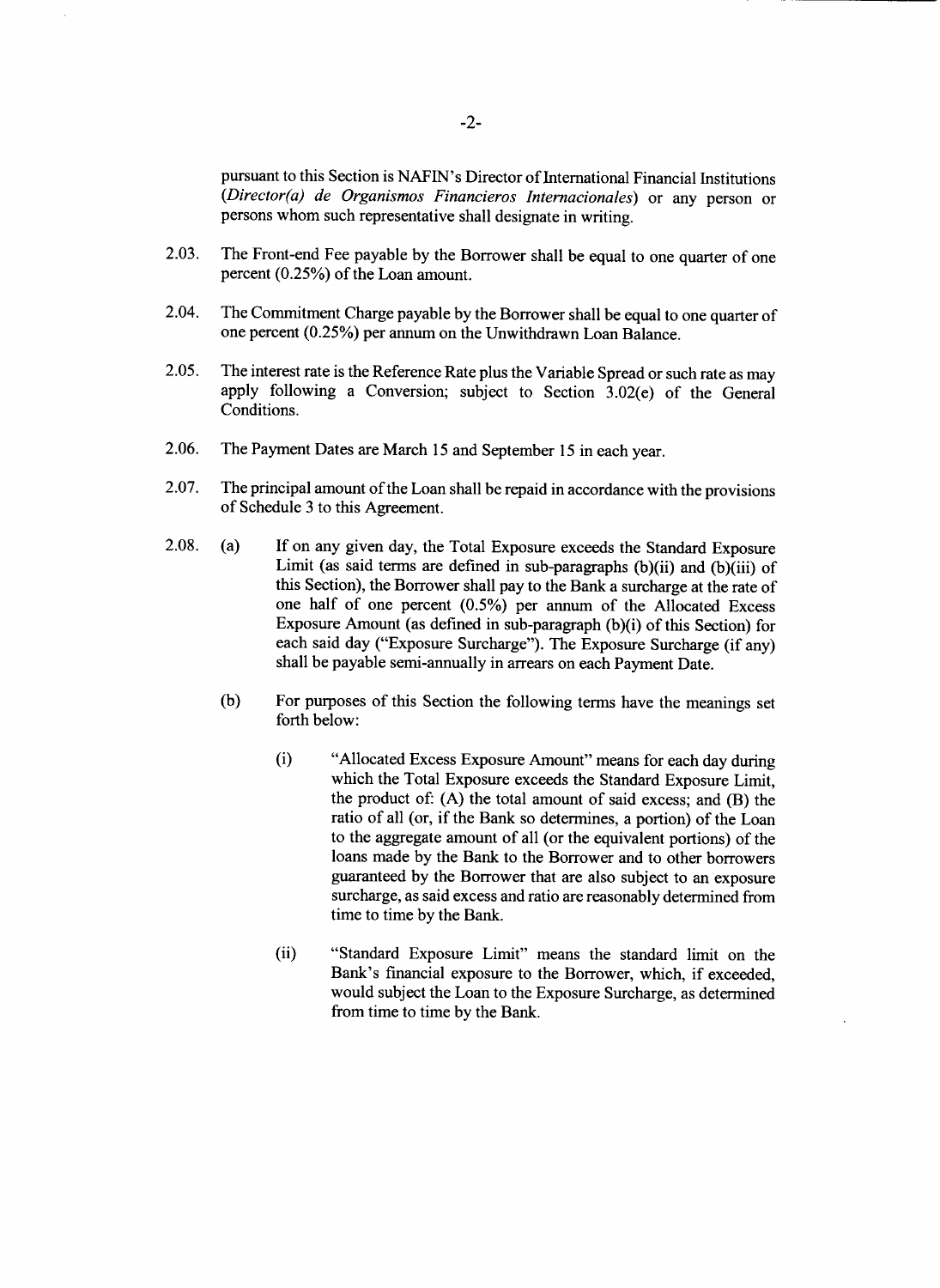pursuant to this Section is NAFIN's Director of International Financial Institutions (*Director(a) de Organismos Financieros Internacionales*) or any person or persons whom such representative shall designate in writing.

2.03. The Front-end Fee payable by the Borrower shall be equal to one quarter of one percent (0.25%) of the Loan amount.

2.04. The Commitment Charge payable by the Borrower shall be equal to one quarter of one percent (0.25%) per annum on the Unwithdrawn Loan Balance.

2.05. The interest rate is the Reference Rate plus the Variable Spread or such rate as may apply following a Conversion; subject to Section 3.02(e) of the General Conditions.

2.06. The Payment Dates are March 15 and September 15 in each year.

2.07. The principal amount of the Loan shall be repaid in accordance with the provisions of Schedule 3 to this Agreement.

2.08. (a) If on any given day, the Total Exposure exceeds the Standard Exposure Limit (as said terms are defined in sub-paragraphs (b)(ii) and (b)(iii) of this Section), the Borrower shall pay to the Bank a surcharge at the rate of one half of one percent (0.5%) per annum of the Allocated Excess Exposure Amount (as defined in sub-paragraph (b)(i) of this Section) for each said day ("Exposure Surcharge"). The Exposure Surcharge (if any) shall be payable semi-annually in arrears on each Payment Date.

(b) For purposes of this Section the following terms have the meanings set forth below:

(i) "Allocated Excess Exposure Amount" means for each day during which the Total Exposure exceeds the Standard Exposure Limit, the product of: (A) the total amount of said excess; and (B) the ratio of all (or, if the Bank so determines, a portion) of the Loan to the aggregate amount of all (or the equivalent portions) of the loans made by the Bank to the Borrower and to other borrowers guaranteed by the Borrower that are also subject to an exposure surcharge, as said excess and ratio are reasonably determined from time to time by the Bank.

(ii) "Standard Exposure Limit" means the standard limit on the Bank's financial exposure to the Borrower, which, if exceeded, would subject the Loan to the Exposure Surcharge, as determined from time to time by the Bank.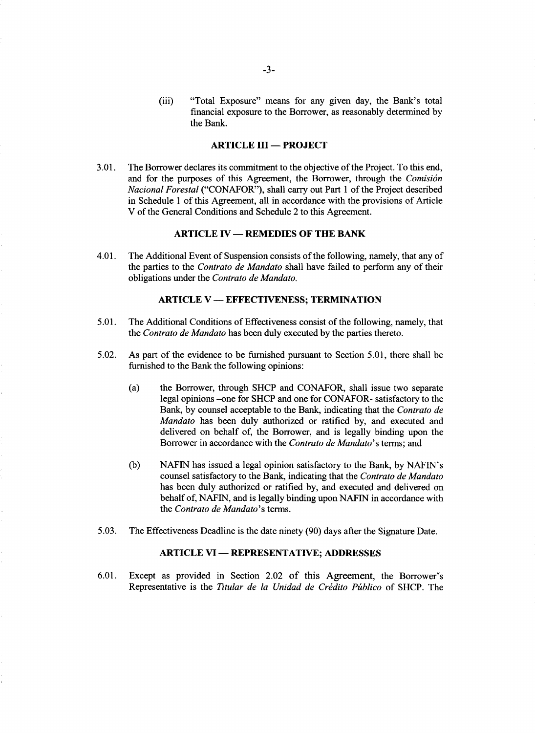(iii) "Total Exposure" means for any given day, the Bank's total financial exposure to the Borrower, as reasonably determined by the Bank.

## ARTICLE III — PROJECT

3.01. The Borrower declares its commitment to the objective of the Project. To this end, and for the purposes of this Agreement, the Borrower, through the *Comisión Nacional Forestal* ("CONAFOR"), shall carry out Part 1 of the Project described in Schedule 1 of this Agreement, all in accordance with the provisions of Article V of the General Conditions and Schedule 2 to this Agreement.

## ARTICLE IV — REMEDIES OF THE BANK

4.01. The Additional Event of Suspension consists of the following, namely, that any of the parties to the *Contrato de Mandato* shall have failed to perform any of their obligations under the *Contrato de Mandato.*

## ARTICLE V — EFFECTIVENESS; TERMINATION

5.01. The Additional Conditions of Effectiveness consist of the following, namely, that the *Contrato de Mandato* has been duly executed by the parties thereto.

5.02. As part of the evidence to be furnished pursuant to Section 5.01, there shall be furnished to the Bank the following opinions:

(a) the Borrower, through SHCP and CONAFOR, shall issue two separate legal opinions –one for SHCP and one for CONAFOR- satisfactory to the Bank, by counsel acceptable to the Bank, indicating that the *Contrato de Mandato* has been duly authorized or ratified by, and executed and delivered on behalf of, the Borrower, and is legally binding upon the Borrower in accordance with the *Contrato de Mandato*'s terms; and

(b) NAFIN has issued a legal opinion satisfactory to the Bank, by NAFIN's counsel satisfactory to the Bank, indicating that the *Contrato de Mandato* has been duly authorized or ratified by, and executed and delivered on behalf of, NAFIN, and is legally binding upon NAFIN in accordance with the *Contrato de Mandato*'s terms.

5.03. The Effectiveness Deadline is the date ninety (90) days after the Signature Date.

## ARTICLE VI — REPRESENTATIVE; ADDRESSES

6.01. Except as provided in Section 2.02 of this Agreement, the Borrower's Representative is the *Titular de la Unidad de Crédito Público* of SHCP. The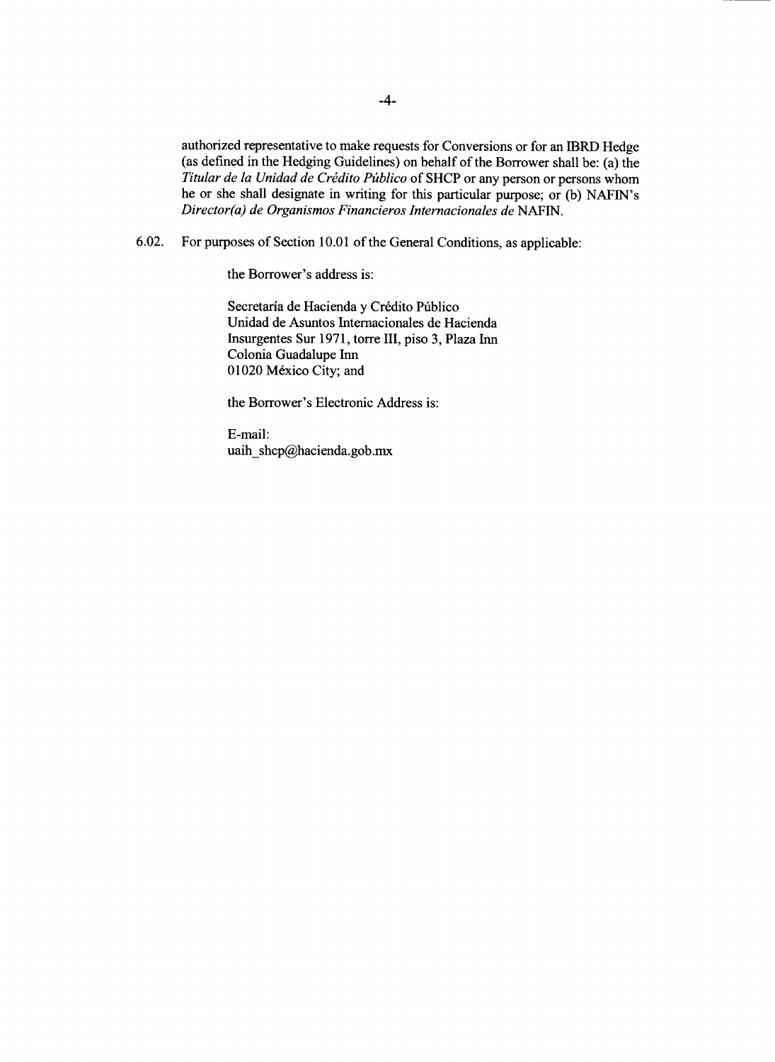authorized representative to make requests for Conversions or for an IBRD Hedge (as defined in the Hedging Guidelines) on behalf of the Borrower shall be: (a) the *Titular de la Unidad de Crédito Público* of SHCP or any person or persons whom he or she shall designate in writing for this particular purpose; or (b) NAFIN's *Director(a) de Organismos Financieros Internacionales de* NAFIN.

6.02. For purposes of Section 10.01 of the General Conditions, as applicable:

the Borrower's address is:

Secretaría de Hacienda y Crédito Público
Unidad de Asuntos Internacionales de Hacienda
Insurgentes Sur 1971, torre III, piso 3, Plaza Inn
Colonia Guadalupe Inn
01020 México City; and

the Borrower's Electronic Address is:

E-mail:
uaih_shcp@hacienda.gob.mx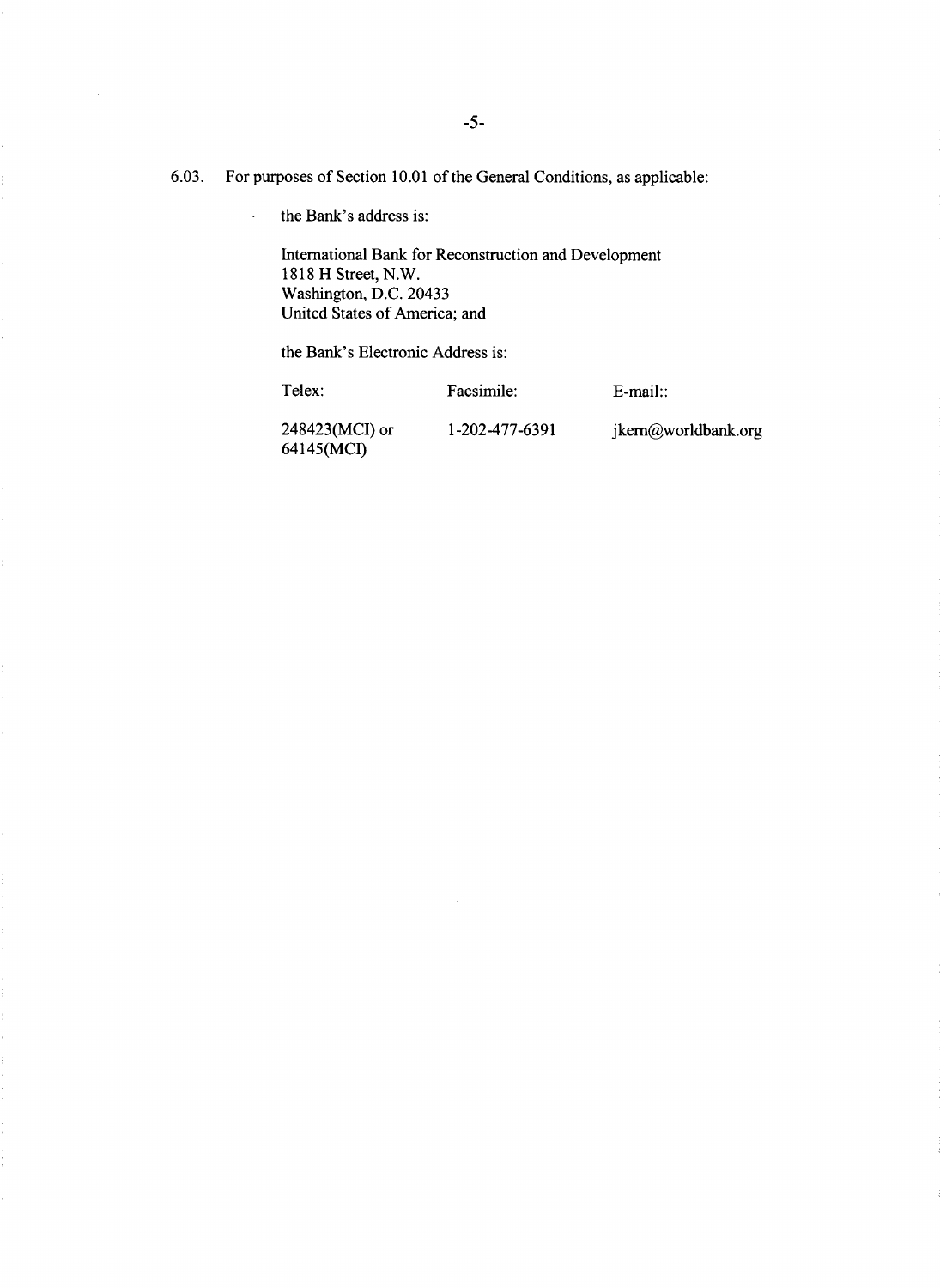6.03. For purposes of Section 10.01 of the General Conditions, as applicable:

the Bank's address is:

International Bank for Reconstruction and Development
1818 H Street, N.W.
Washington, D.C. 20433
United States of America; and

the Bank's Electronic Address is:

| Telex: | Facsimile: | E-mail:: |
|---|---|---|
| 248423(MCI) or 64145(MCI) | 1-202-477-6391 | jkern@worldbank.org |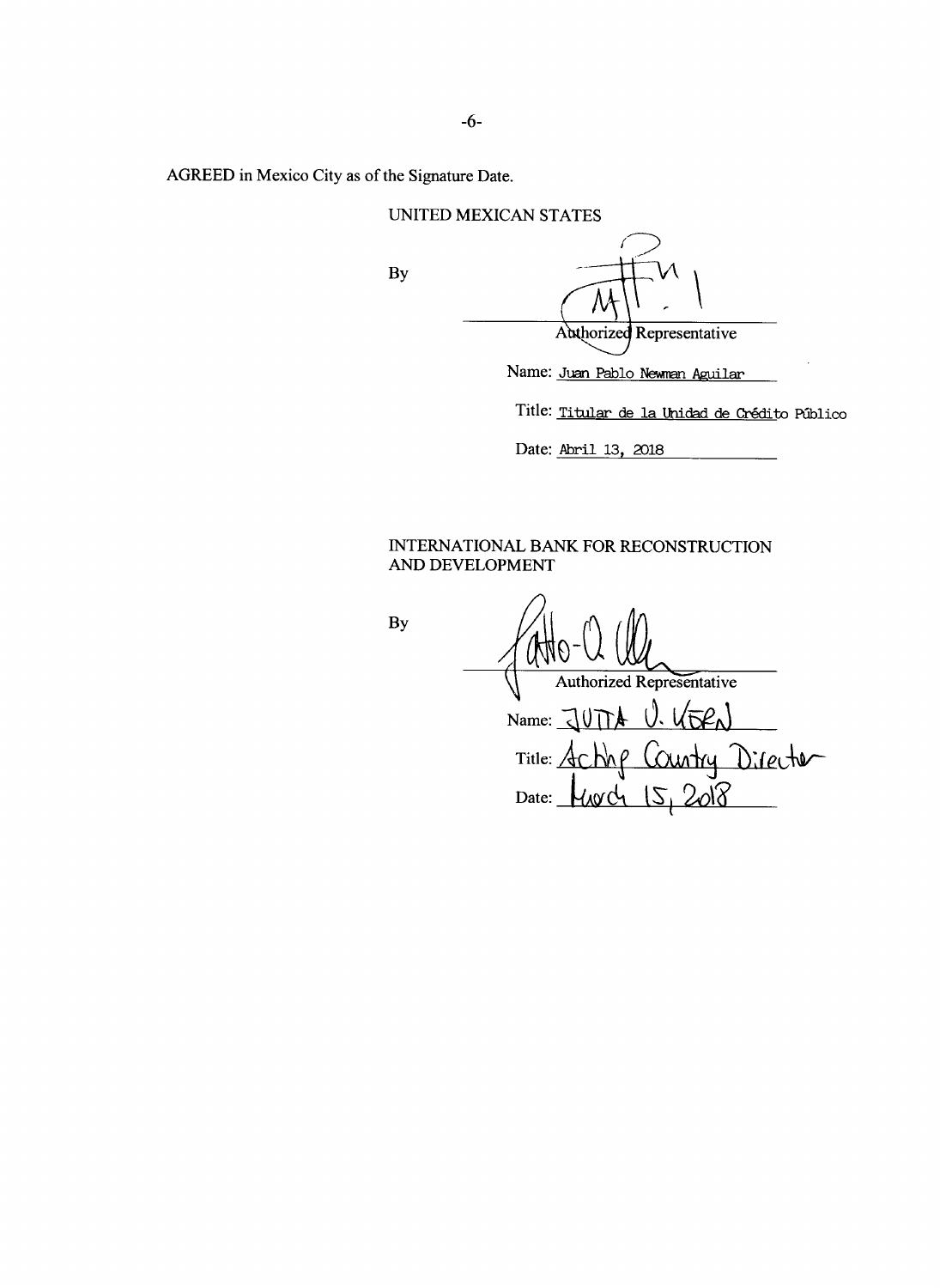AGREED in Mexico City as of the Signature Date.

UNITED MEXICAN STATES

By ______________________________
Authorized Representative

Name: Juan Pablo Newman Aguilar

Title: Titular de la Unidad de Crédito Público

Date: Abril 13, 2018

INTERNATIONAL BANK FOR RECONSTRUCTION AND DEVELOPMENT

By ______________________________
Authorized Representative

Name: JUTTA U. KERN

Title: Acting Country Director

Date: March 15, 2018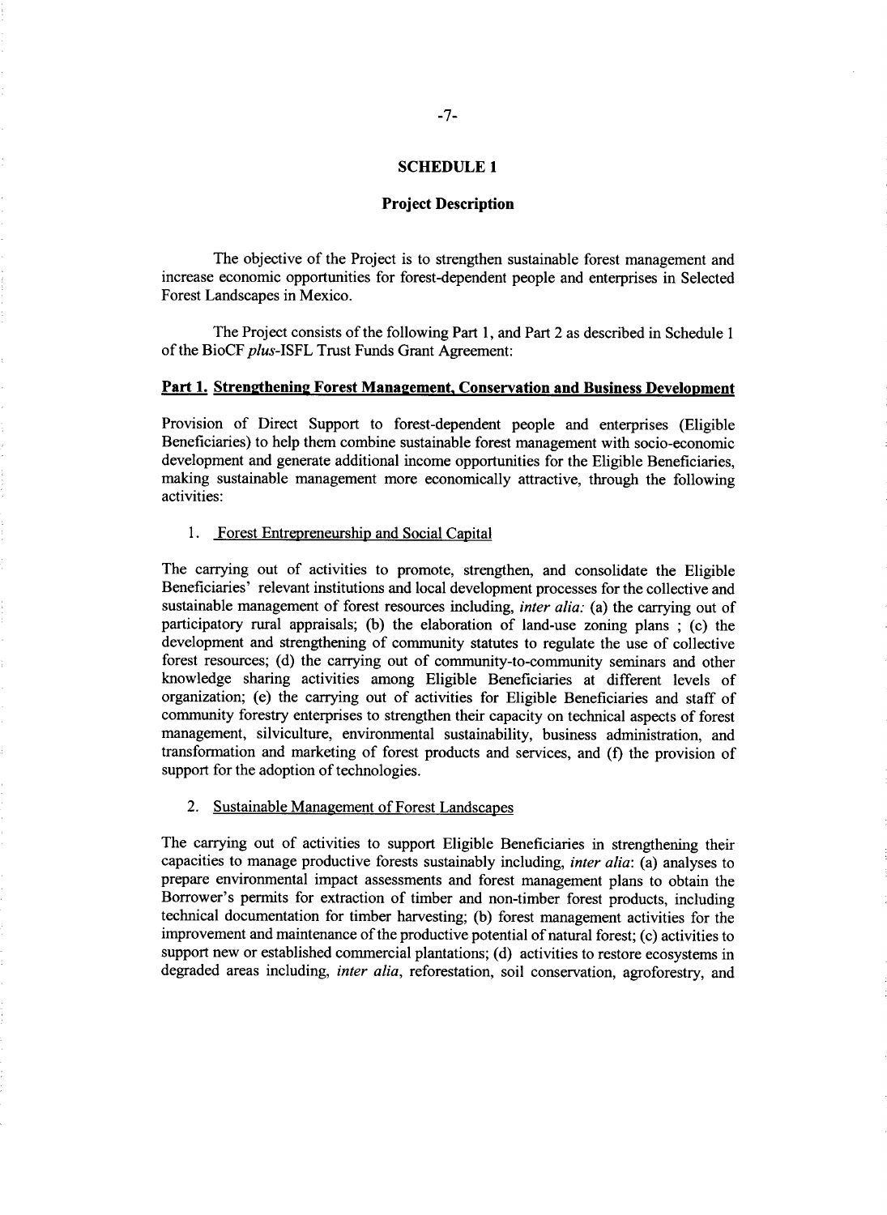# SCHEDULE 1

## Project Description

The objective of the Project is to strengthen sustainable forest management and increase economic opportunities for forest-dependent people and enterprises in Selected Forest Landscapes in Mexico.

The Project consists of the following Part 1, and Part 2 as described in Schedule 1 of the BioCF *plus*-ISFL Trust Funds Grant Agreement:

### Part 1. Strengthening Forest Management, Conservation and Business Development

Provision of Direct Support to forest-dependent people and enterprises (Eligible Beneficiaries) to help them combine sustainable forest management with socio-economic development and generate additional income opportunities for the Eligible Beneficiaries, making sustainable management more economically attractive, through the following activities:

1. Forest Entrepreneurship and Social Capital

The carrying out of activities to promote, strengthen, and consolidate the Eligible Beneficiaries' relevant institutions and local development processes for the collective and sustainable management of forest resources including, *inter alia:* (a) the carrying out of participatory rural appraisals; (b) the elaboration of land-use zoning plans ; (c) the development and strengthening of community statutes to regulate the use of collective forest resources; (d) the carrying out of community-to-community seminars and other knowledge sharing activities among Eligible Beneficiaries at different levels of organization; (e) the carrying out of activities for Eligible Beneficiaries and staff of community forestry enterprises to strengthen their capacity on technical aspects of forest management, silviculture, environmental sustainability, business administration, and transformation and marketing of forest products and services, and (f) the provision of support for the adoption of technologies.

2. Sustainable Management of Forest Landscapes

The carrying out of activities to support Eligible Beneficiaries in strengthening their capacities to manage productive forests sustainably including, *inter alia*: (a) analyses to prepare environmental impact assessments and forest management plans to obtain the Borrower's permits for extraction of timber and non-timber forest products, including technical documentation for timber harvesting; (b) forest management activities for the improvement and maintenance of the productive potential of natural forest; (c) activities to support new or established commercial plantations; (d) activities to restore ecosystems in degraded areas including, *inter alia*, reforestation, soil conservation, agroforestry, and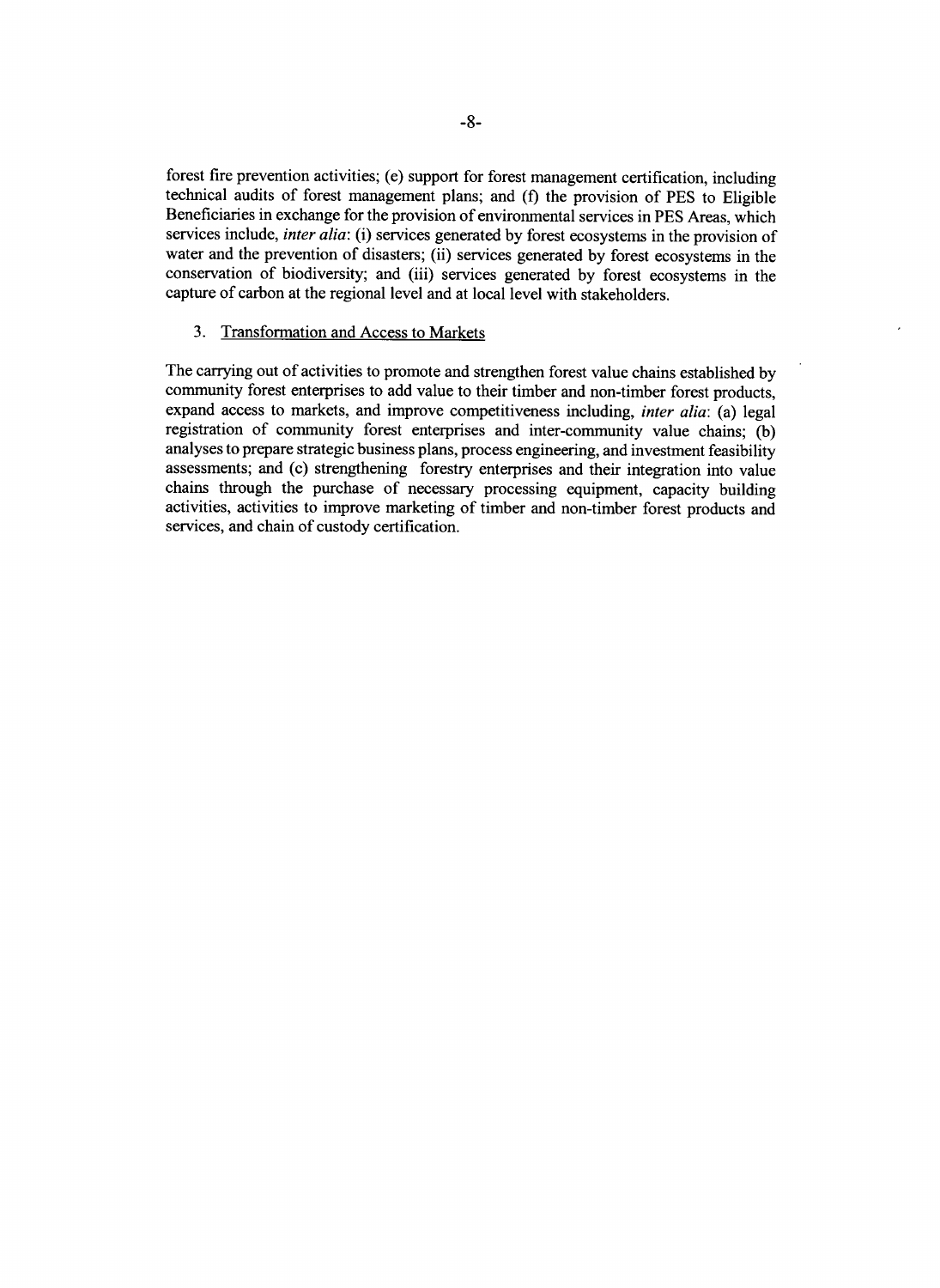forest fire prevention activities; (e) support for forest management certification, including technical audits of forest management plans; and (f) the provision of PES to Eligible Beneficiaries in exchange for the provision of environmental services in PES Areas, which services include, *inter alia*: (i) services generated by forest ecosystems in the provision of water and the prevention of disasters; (ii) services generated by forest ecosystems in the conservation of biodiversity; and (iii) services generated by forest ecosystems in the capture of carbon at the regional level and at local level with stakeholders.

3. Transformation and Access to Markets

The carrying out of activities to promote and strengthen forest value chains established by community forest enterprises to add value to their timber and non-timber forest products, expand access to markets, and improve competitiveness including, *inter alia*: (a) legal registration of community forest enterprises and inter-community value chains; (b) analyses to prepare strategic business plans, process engineering, and investment feasibility assessments; and (c) strengthening forestry enterprises and their integration into value chains through the purchase of necessary processing equipment, capacity building activities, activities to improve marketing of timber and non-timber forest products and services, and chain of custody certification.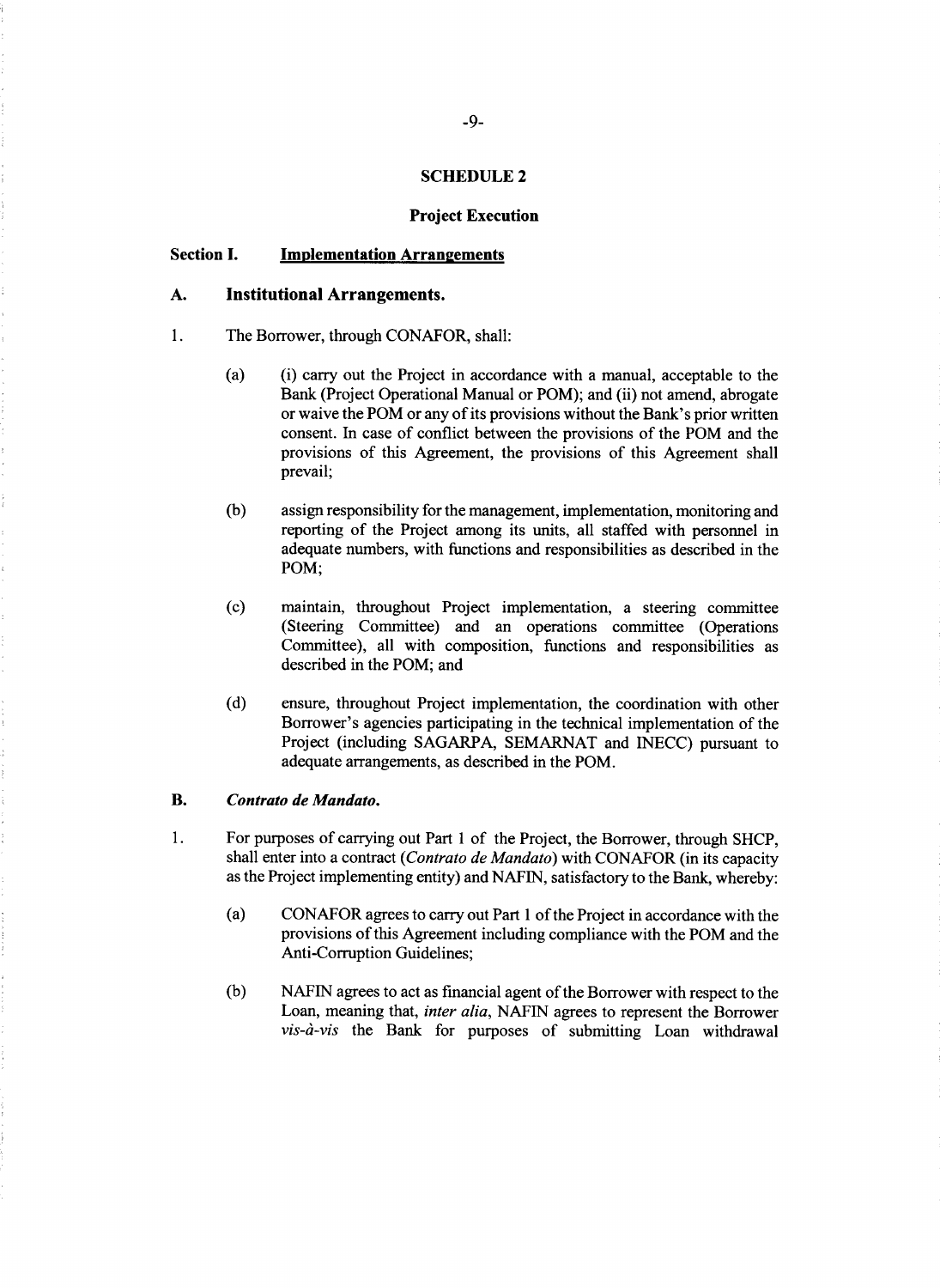## SCHEDULE 2

## Project Execution

### Section I. Implementation Arrangements

### A. Institutional Arrangements.

1. The Borrower, through CONAFOR, shall:

   (a) (i) carry out the Project in accordance with a manual, acceptable to the Bank (Project Operational Manual or POM); and (ii) not amend, abrogate or waive the POM or any of its provisions without the Bank's prior written consent. In case of conflict between the provisions of the POM and the provisions of this Agreement, the provisions of this Agreement shall prevail;

   (b) assign responsibility for the management, implementation, monitoring and reporting of the Project among its units, all staffed with personnel in adequate numbers, with functions and responsibilities as described in the POM;

   (c) maintain, throughout Project implementation, a steering committee (Steering Committee) and an operations committee (Operations Committee), all with composition, functions and responsibilities as described in the POM; and

   (d) ensure, throughout Project implementation, the coordination with other Borrower's agencies participating in the technical implementation of the Project (including SAGARPA, SEMARNAT and INECC) pursuant to adequate arrangements, as described in the POM.

### B. *Contrato de Mandato.*

1. For purposes of carrying out Part 1 of the Project, the Borrower, through SHCP, shall enter into a contract (*Contrato de Mandato*) with CONAFOR (in its capacity as the Project implementing entity) and NAFIN, satisfactory to the Bank, whereby:

   (a) CONAFOR agrees to carry out Part 1 of the Project in accordance with the provisions of this Agreement including compliance with the POM and the Anti-Corruption Guidelines;

   (b) NAFIN agrees to act as financial agent of the Borrower with respect to the Loan, meaning that, *inter alia*, NAFIN agrees to represent the Borrower *vis-à-vis* the Bank for purposes of submitting Loan withdrawal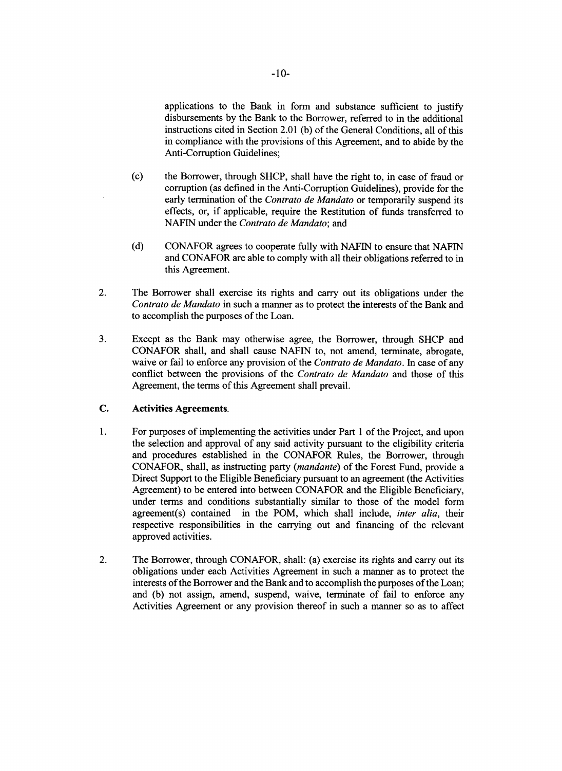applications to the Bank in form and substance sufficient to justify disbursements by the Bank to the Borrower, referred to in the additional instructions cited in Section 2.01 (b) of the General Conditions, all of this in compliance with the provisions of this Agreement, and to abide by the Anti-Corruption Guidelines;

(c) the Borrower, through SHCP, shall have the right to, in case of fraud or corruption (as defined in the Anti-Corruption Guidelines), provide for the early termination of the *Contrato de Mandato* or temporarily suspend its effects, or, if applicable, require the Restitution of funds transferred to NAFIN under the *Contrato de Mandato*; and

(d) CONAFOR agrees to cooperate fully with NAFIN to ensure that NAFIN and CONAFOR are able to comply with all their obligations referred to in this Agreement.

2. The Borrower shall exercise its rights and carry out its obligations under the *Contrato de Mandato* in such a manner as to protect the interests of the Bank and to accomplish the purposes of the Loan.

3. Except as the Bank may otherwise agree, the Borrower, through SHCP and CONAFOR shall, and shall cause NAFIN to, not amend, terminate, abrogate, waive or fail to enforce any provision of the *Contrato de Mandato*. In case of any conflict between the provisions of the *Contrato de Mandato* and those of this Agreement, the terms of this Agreement shall prevail.

### C. Activities Agreements.

1. For purposes of implementing the activities under Part 1 of the Project, and upon the selection and approval of any said activity pursuant to the eligibility criteria and procedures established in the CONAFOR Rules, the Borrower, through CONAFOR, shall, as instructing party (*mandante*) of the Forest Fund, provide a Direct Support to the Eligible Beneficiary pursuant to an agreement (the Activities Agreement) to be entered into between CONAFOR and the Eligible Beneficiary, under terms and conditions substantially similar to those of the model form agreement(s) contained in the POM, which shall include, *inter alia*, their respective responsibilities in the carrying out and financing of the relevant approved activities.

2. The Borrower, through CONAFOR, shall: (a) exercise its rights and carry out its obligations under each Activities Agreement in such a manner as to protect the interests of the Borrower and the Bank and to accomplish the purposes of the Loan; and (b) not assign, amend, suspend, waive, terminate of fail to enforce any Activities Agreement or any provision thereof in such a manner so as to affect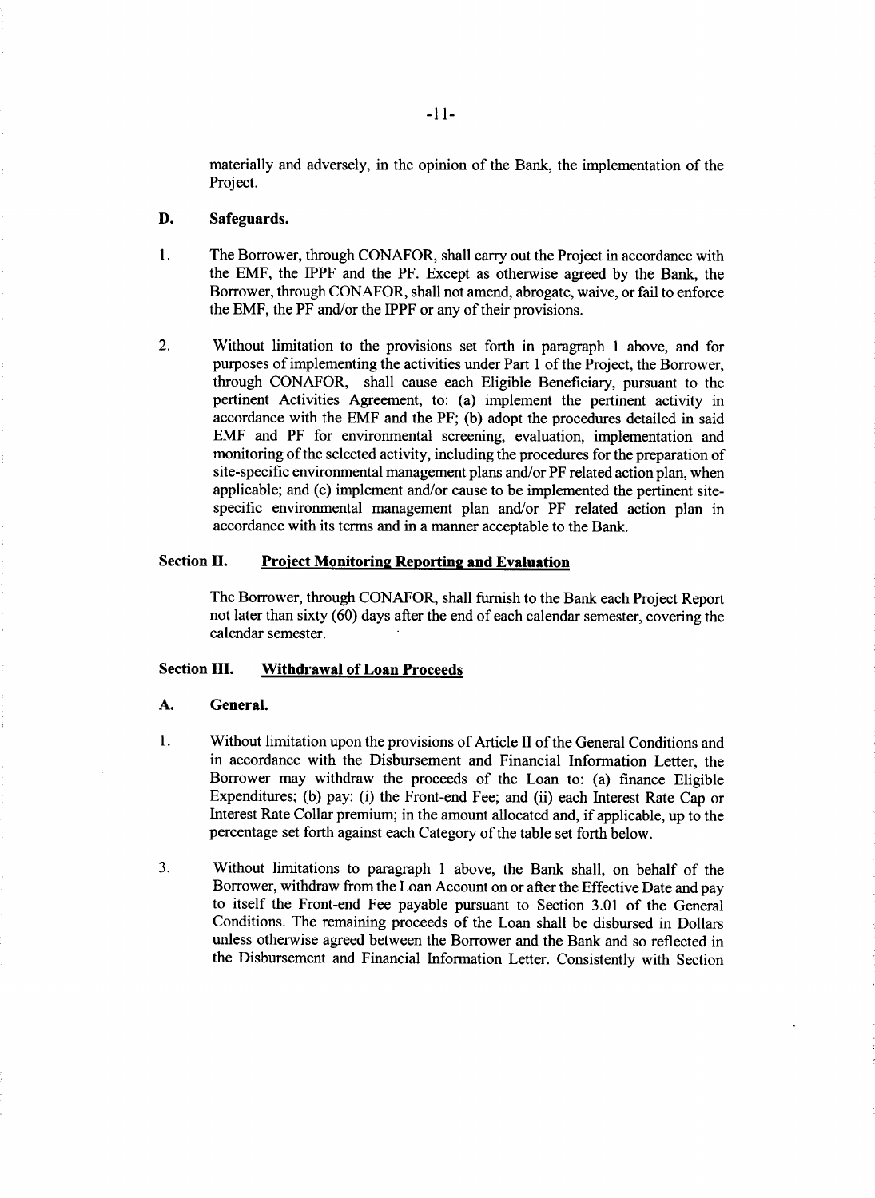materially and adversely, in the opinion of the Bank, the implementation of the Project.

**D. Safeguards.**

1. The Borrower, through CONAFOR, shall carry out the Project in accordance with the EMF, the IPPF and the PF. Except as otherwise agreed by the Bank, the Borrower, through CONAFOR, shall not amend, abrogate, waive, or fail to enforce the EMF, the PF and/or the IPPF or any of their provisions.

2. Without limitation to the provisions set forth in paragraph 1 above, and for purposes of implementing the activities under Part 1 of the Project, the Borrower, through CONAFOR, shall cause each Eligible Beneficiary, pursuant to the pertinent Activities Agreement, to: (a) implement the pertinent activity in accordance with the EMF and the PF; (b) adopt the procedures detailed in said EMF and PF for environmental screening, evaluation, implementation and monitoring of the selected activity, including the procedures for the preparation of site-specific environmental management plans and/or PF related action plan, when applicable; and (c) implement and/or cause to be implemented the pertinent site-specific environmental management plan and/or PF related action plan in accordance with its terms and in a manner acceptable to the Bank.

**Section II. Project Monitoring Reporting and Evaluation**

The Borrower, through CONAFOR, shall furnish to the Bank each Project Report not later than sixty (60) days after the end of each calendar semester, covering the calendar semester.

**Section III. Withdrawal of Loan Proceeds**

**A. General.**

1. Without limitation upon the provisions of Article II of the General Conditions and in accordance with the Disbursement and Financial Information Letter, the Borrower may withdraw the proceeds of the Loan to: (a) finance Eligible Expenditures; (b) pay: (i) the Front-end Fee; and (ii) each Interest Rate Cap or Interest Rate Collar premium; in the amount allocated and, if applicable, up to the percentage set forth against each Category of the table set forth below.

3. Without limitations to paragraph 1 above, the Bank shall, on behalf of the Borrower, withdraw from the Loan Account on or after the Effective Date and pay to itself the Front-end Fee payable pursuant to Section 3.01 of the General Conditions. The remaining proceeds of the Loan shall be disbursed in Dollars unless otherwise agreed between the Borrower and the Bank and so reflected in the Disbursement and Financial Information Letter. Consistently with Section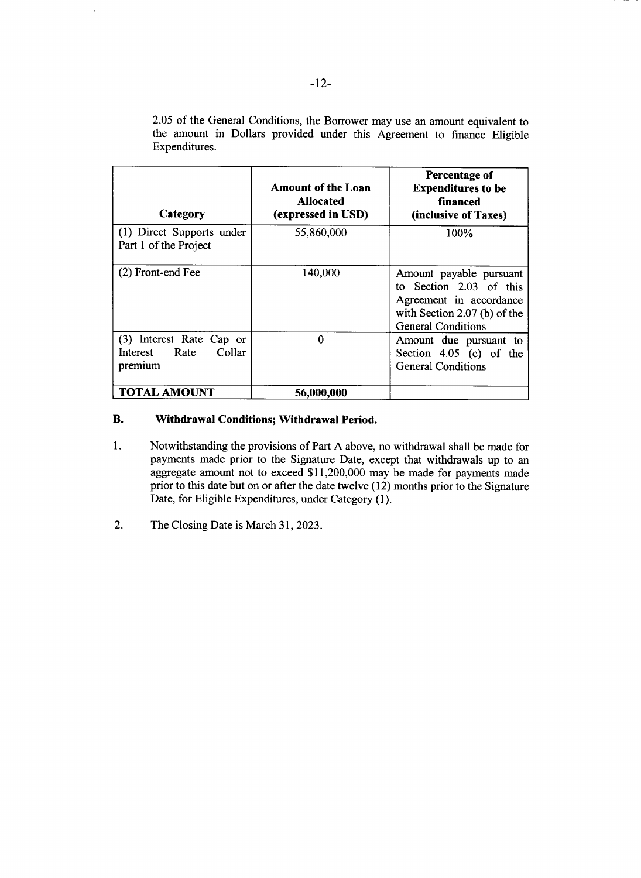2.05 of the General Conditions, the Borrower may use an amount equivalent to the amount in Dollars provided under this Agreement to finance Eligible Expenditures.

| Category | Amount of the Loan Allocated (expressed in USD) | Percentage of Expenditures to be financed (inclusive of Taxes) |
|---|---|---|
| (1) Direct Supports under Part 1 of the Project | 55,860,000 | 100% |
| (2) Front-end Fee | 140,000 | Amount payable pursuant to Section 2.03 of this Agreement in accordance with Section 2.07 (b) of the General Conditions |
| (3) Interest Rate Cap or Interest Rate Collar premium | 0 | Amount due pursuant to Section 4.05 (c) of the General Conditions |
| **TOTAL AMOUNT** | **56,000,000** | |

### B. Withdrawal Conditions; Withdrawal Period.

1. Notwithstanding the provisions of Part A above, no withdrawal shall be made for payments made prior to the Signature Date, except that withdrawals up to an aggregate amount not to exceed $11,200,000 may be made for payments made prior to this date but on or after the date twelve (12) months prior to the Signature Date, for Eligible Expenditures, under Category (1).

2. The Closing Date is March 31, 2023.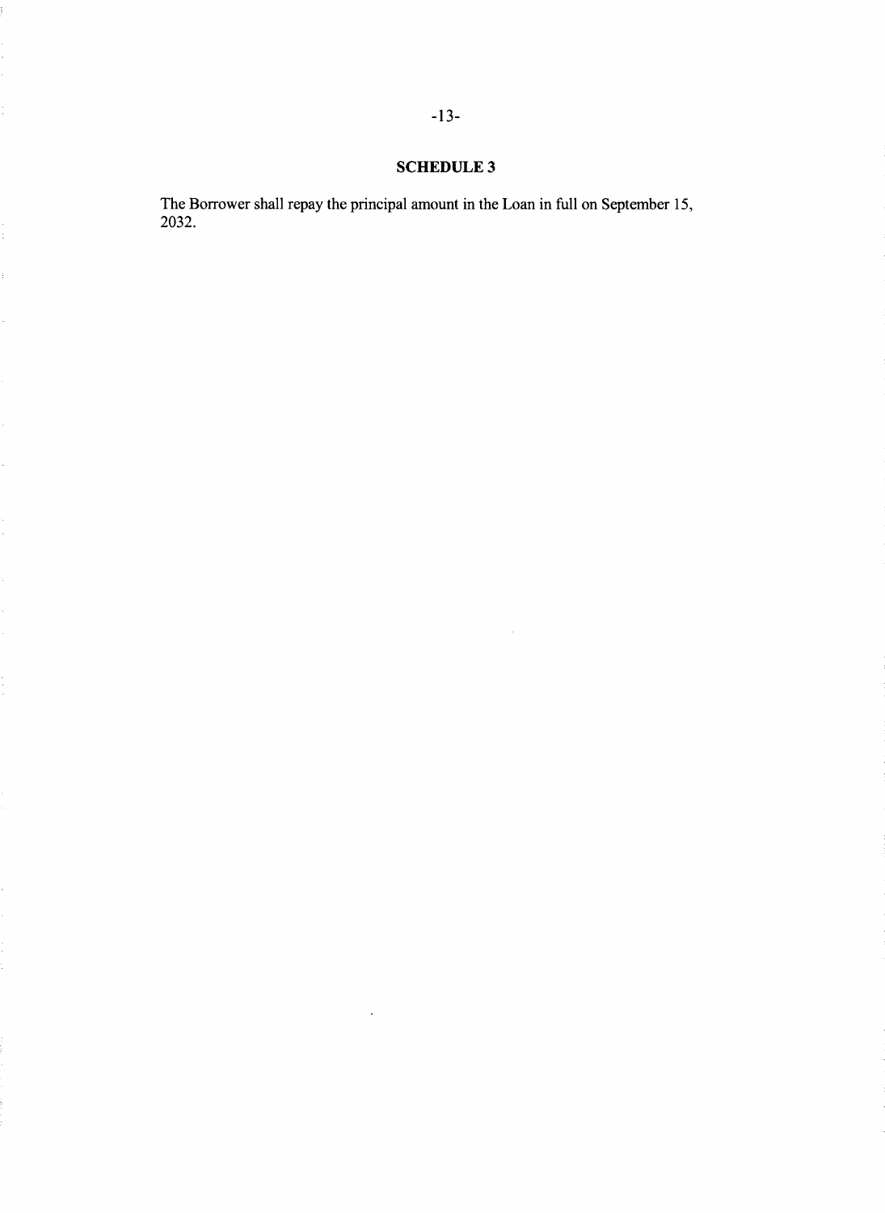## SCHEDULE 3

The Borrower shall repay the principal amount in the Loan in full on September 15, 2032.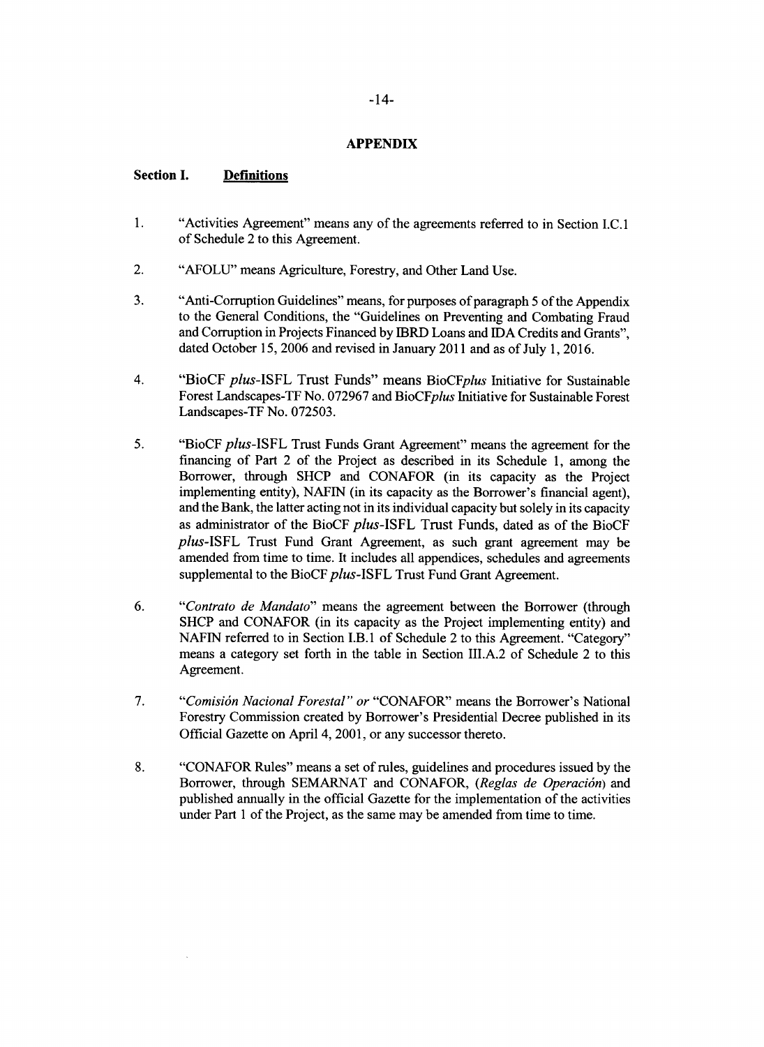## APPENDIX

### Section I. Definitions

1. "Activities Agreement" means any of the agreements referred to in Section I.C.1 of Schedule 2 to this Agreement.

2. "AFOLU" means Agriculture, Forestry, and Other Land Use.

3. "Anti-Corruption Guidelines" means, for purposes of paragraph 5 of the Appendix to the General Conditions, the "Guidelines on Preventing and Combating Fraud and Corruption in Projects Financed by IBRD Loans and IDA Credits and Grants", dated October 15, 2006 and revised in January 2011 and as of July 1, 2016.

4. "BioCF *plus*-ISFL Trust Funds" means BioCF*plus* Initiative for Sustainable Forest Landscapes-TF No. 072967 and BioCF*plus* Initiative for Sustainable Forest Landscapes-TF No. 072503.

5. "BioCF *plus*-ISFL Trust Funds Grant Agreement" means the agreement for the financing of Part 2 of the Project as described in its Schedule 1, among the Borrower, through SHCP and CONAFOR (in its capacity as the Project implementing entity), NAFIN (in its capacity as the Borrower's financial agent), and the Bank, the latter acting not in its individual capacity but solely in its capacity as administrator of the BioCF *plus*-ISFL Trust Funds, dated as of the BioCF *plus*-ISFL Trust Fund Grant Agreement, as such grant agreement may be amended from time to time. It includes all appendices, schedules and agreements supplemental to the BioCF *plus*-ISFL Trust Fund Grant Agreement.

6. "*Contrato de Mandato*" means the agreement between the Borrower (through SHCP and CONAFOR (in its capacity as the Project implementing entity) and NAFIN referred to in Section I.B.1 of Schedule 2 to this Agreement. "Category" means a category set forth in the table in Section III.A.2 of Schedule 2 to this Agreement.

7. "*Comisión Nacional Forestal*" *or* "CONAFOR" means the Borrower's National Forestry Commission created by Borrower's Presidential Decree published in its Official Gazette on April 4, 2001, or any successor thereto.

8. "CONAFOR Rules" means a set of rules, guidelines and procedures issued by the Borrower, through SEMARNAT and CONAFOR, (*Reglas de Operación*) and published annually in the official Gazette for the implementation of the activities under Part 1 of the Project, as the same may be amended from time to time.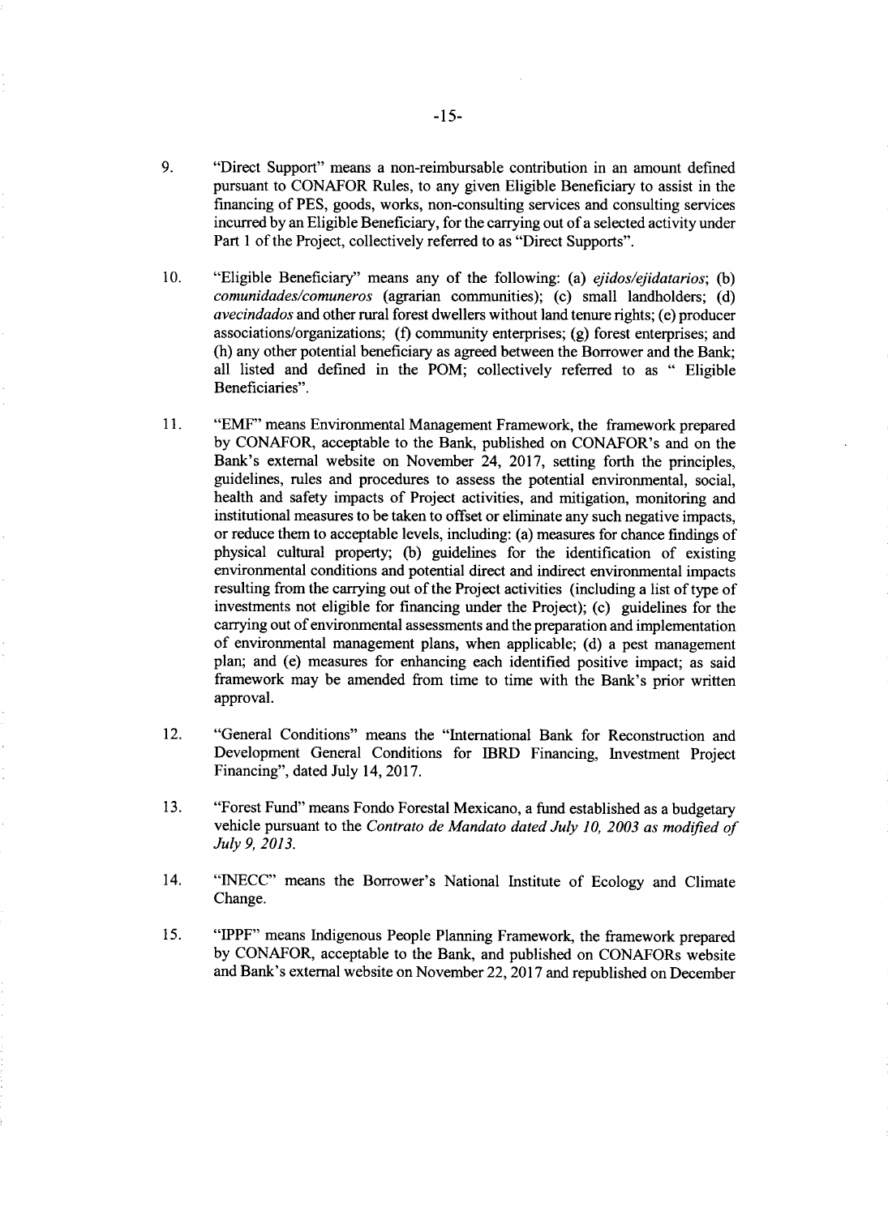9. "Direct Support" means a non-reimbursable contribution in an amount defined pursuant to CONAFOR Rules, to any given Eligible Beneficiary to assist in the financing of PES, goods, works, non-consulting services and consulting services incurred by an Eligible Beneficiary, for the carrying out of a selected activity under Part 1 of the Project, collectively referred to as "Direct Supports".

10. "Eligible Beneficiary" means any of the following: (a) *ejidos/ejidatarios*; (b) *comunidades/comuneros* (agrarian communities); (c) small landholders; (d) *avecindados* and other rural forest dwellers without land tenure rights; (e) producer associations/organizations; (f) community enterprises; (g) forest enterprises; and (h) any other potential beneficiary as agreed between the Borrower and the Bank; all listed and defined in the POM; collectively referred to as " Eligible Beneficiaries".

11. "EMF" means Environmental Management Framework, the framework prepared by CONAFOR, acceptable to the Bank, published on CONAFOR's and on the Bank's external website on November 24, 2017, setting forth the principles, guidelines, rules and procedures to assess the potential environmental, social, health and safety impacts of Project activities, and mitigation, monitoring and institutional measures to be taken to offset or eliminate any such negative impacts, or reduce them to acceptable levels, including: (a) measures for chance findings of physical cultural property; (b) guidelines for the identification of existing environmental conditions and potential direct and indirect environmental impacts resulting from the carrying out of the Project activities (including a list of type of investments not eligible for financing under the Project); (c) guidelines for the carrying out of environmental assessments and the preparation and implementation of environmental management plans, when applicable; (d) a pest management plan; and (e) measures for enhancing each identified positive impact; as said framework may be amended from time to time with the Bank's prior written approval.

12. "General Conditions" means the "International Bank for Reconstruction and Development General Conditions for IBRD Financing, Investment Project Financing", dated July 14, 2017.

13. "Forest Fund" means Fondo Forestal Mexicano, a fund established as a budgetary vehicle pursuant to the *Contrato de Mandato dated July 10, 2003 as modified of July 9, 2013.*

14. "INECC" means the Borrower's National Institute of Ecology and Climate Change.

15. "IPPF" means Indigenous People Planning Framework, the framework prepared by CONAFOR, acceptable to the Bank, and published on CONAFORs website and Bank's external website on November 22, 2017 and republished on December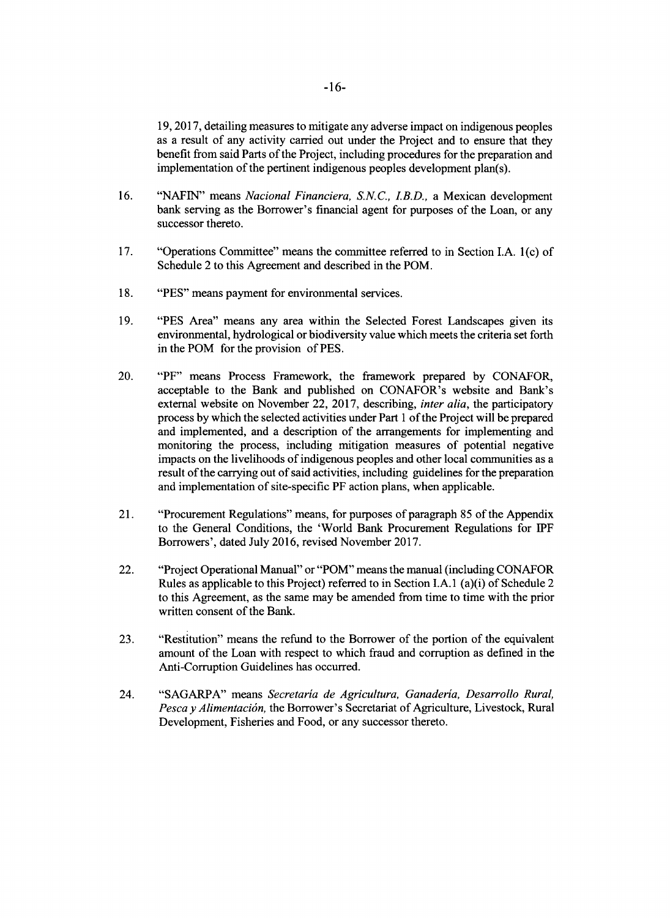19, 2017, detailing measures to mitigate any adverse impact on indigenous peoples as a result of any activity carried out under the Project and to ensure that they benefit from said Parts of the Project, including procedures for the preparation and implementation of the pertinent indigenous peoples development plan(s).

16. "NAFIN" means *Nacional Financiera, S.N.C., I.B.D.,* a Mexican development bank serving as the Borrower's financial agent for purposes of the Loan, or any successor thereto.

17. "Operations Committee" means the committee referred to in Section I.A. 1(c) of Schedule 2 to this Agreement and described in the POM.

18. "PES" means payment for environmental services.

19. "PES Area" means any area within the Selected Forest Landscapes given its environmental, hydrological or biodiversity value which meets the criteria set forth in the POM for the provision of PES.

20. "PF" means Process Framework, the framework prepared by CONAFOR, acceptable to the Bank and published on CONAFOR's website and Bank's external website on November 22, 2017, describing, *inter alia*, the participatory process by which the selected activities under Part 1 of the Project will be prepared and implemented, and a description of the arrangements for implementing and monitoring the process, including mitigation measures of potential negative impacts on the livelihoods of indigenous peoples and other local communities as a result of the carrying out of said activities, including guidelines for the preparation and implementation of site-specific PF action plans, when applicable.

21. "Procurement Regulations" means, for purposes of paragraph 85 of the Appendix to the General Conditions, the 'World Bank Procurement Regulations for IPF Borrowers', dated July 2016, revised November 2017.

22. "Project Operational Manual" or "POM" means the manual (including CONAFOR Rules as applicable to this Project) referred to in Section I.A.1 (a)(i) of Schedule 2 to this Agreement, as the same may be amended from time to time with the prior written consent of the Bank.

23. "Restitution" means the refund to the Borrower of the portion of the equivalent amount of the Loan with respect to which fraud and corruption as defined in the Anti-Corruption Guidelines has occurred.

24. "SAGARPA" means *Secretaría de Agricultura, Ganadería, Desarrollo Rural, Pesca y Alimentación,* the Borrower's Secretariat of Agriculture, Livestock, Rural Development, Fisheries and Food, or any successor thereto.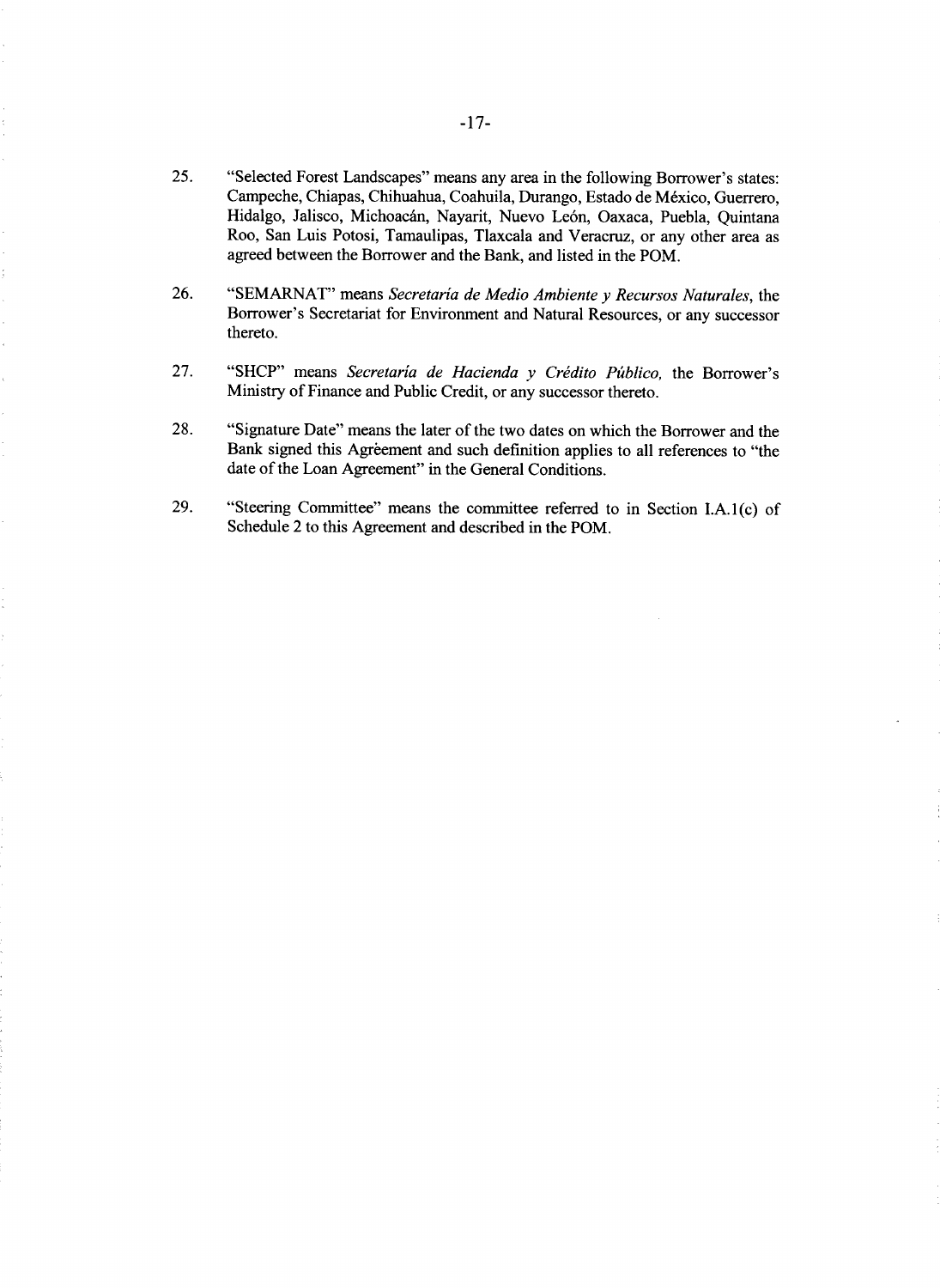25. "Selected Forest Landscapes" means any area in the following Borrower's states: Campeche, Chiapas, Chihuahua, Coahuila, Durango, Estado de México, Guerrero, Hidalgo, Jalisco, Michoacán, Nayarit, Nuevo León, Oaxaca, Puebla, Quintana Roo, San Luis Potosi, Tamaulipas, Tlaxcala and Veracruz, or any other area as agreed between the Borrower and the Bank, and listed in the POM.

26. "SEMARNAT" means *Secretaría de Medio Ambiente y Recursos Naturales*, the Borrower's Secretariat for Environment and Natural Resources, or any successor thereto.

27. "SHCP" means *Secretaría de Hacienda y Crédito Público,* the Borrower's Ministry of Finance and Public Credit, or any successor thereto.

28. "Signature Date" means the later of the two dates on which the Borrower and the Bank signed this Agrèement and such definition applies to all references to "the date of the Loan Agreement" in the General Conditions.

29. "Steering Committee" means the committee referred to in Section I.A.1(c) of Schedule 2 to this Agreement and described in the POM.